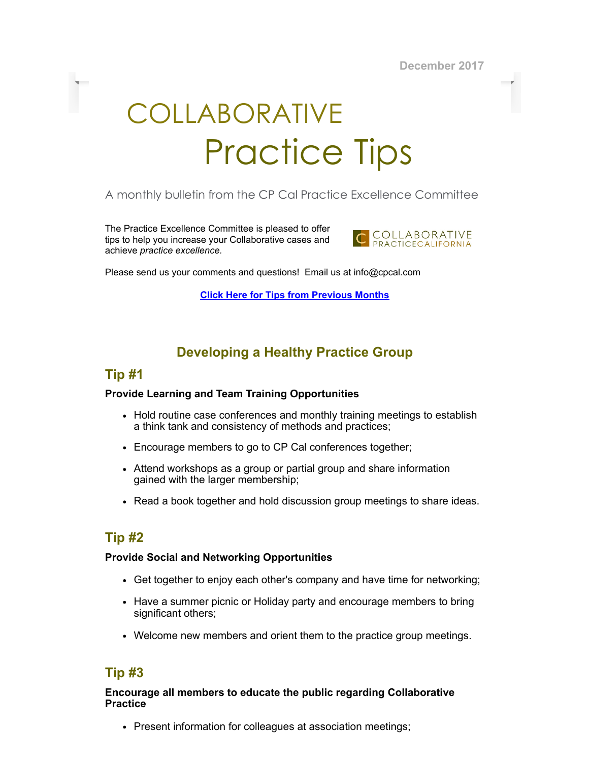December 2017

# COLLABORATIVE Practice Tips

A monthly bulletin from the CP Cal Practice Excellence Committee

The Practice Excellence Committee is pleased to offer tips to help you increase your Collaborative cases and achieve *practice excellence.*

COLLABORATIVE PRACTICECALIFORNIA

Please send us your comments and questions! Email us at info@cpcal.com

**Click Here for Tips from Previous Months**

## Developing a Healthy Practice Group

### Tip #1

**Provide Learning and Team Training Opportunities**

- Hold routine case conferences and monthly training meetings to establish a think tank and consistency of methods and practices;
- Encourage members to go to CP Cal conferences together;
- Attend workshops as a group or partial group and share information gained with the larger membership;
- Read a book together and hold discussion group meetings to share ideas.

### Tip #2

**Provide Social and Networking Opportunities**

- Get together to enjoy each other's company and have time for networking;
- Have a summer picnic or Holiday party and encourage members to bring significant others;
- Welcome new members and orient them to the practice group meetings.

### Tip #3

**Encourage all members to educate the public regarding Collaborative Practice**

- Present information for colleagues at association meetings;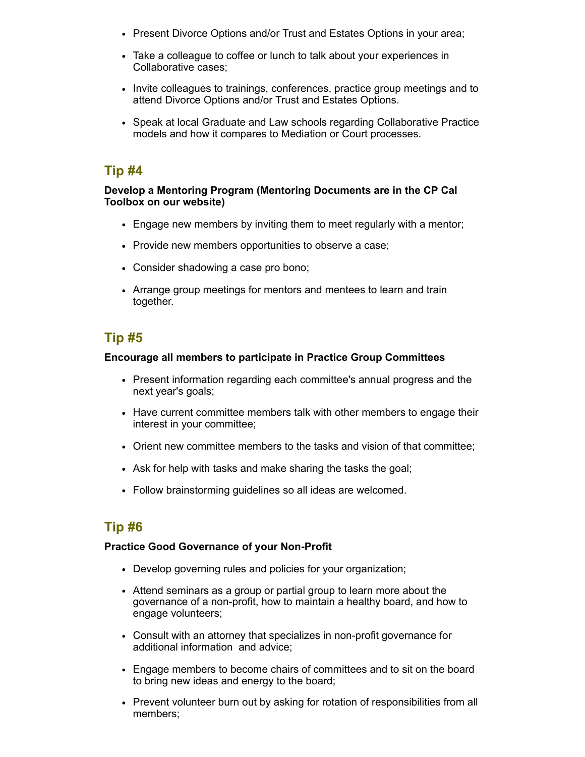- Present Divorce Options and/or Trust and Estates Options in your area;
- Take a colleague to coffee or lunch to talk about your experiences in Collaborative cases;
- Invite colleagues to trainings, conferences, practice group meetings and to attend Divorce Options and/or Trust and Estates Options.
- Speak at local Graduate and Law schools regarding Collaborative Practice models and how it compares to Mediation or Court processes.

## Tip #4

**Develop a Mentoring Program (Mentoring Documents are in the CP Cal Toolbox on our website)**

- Engage new members by inviting them to meet regularly with a mentor;
- Provide new members opportunities to observe a case;
- Consider shadowing a case pro bono;
- Arrange group meetings for mentors and mentees to learn and train together.

## Tip #5

**Encourage all members to participate in Practice Group Committees**

- Present information regarding each committee's annual progress and the next year's goals;
- Have current committee members talk with other members to engage their interest in your committee;
- Orient new committee members to the tasks and vision of that committee;
- Ask for help with tasks and make sharing the tasks the goal;
- Follow brainstorming guidelines so all ideas are welcomed.

## Tip #6

**Practice Good Governance of your Non-Profit**

- Develop governing rules and policies for your organization;
- Attend seminars as a group or partial group to learn more about the governance of a non-profit, how to maintain a healthy board, and how to engage volunteers;
- Consult with an attorney that specializes in non-profit governance for additional information and advice;
- Engage members to become chairs of committees and to sit on the board to bring new ideas and energy to the board;
- Prevent volunteer burn out by asking for rotation of responsibilities from all members;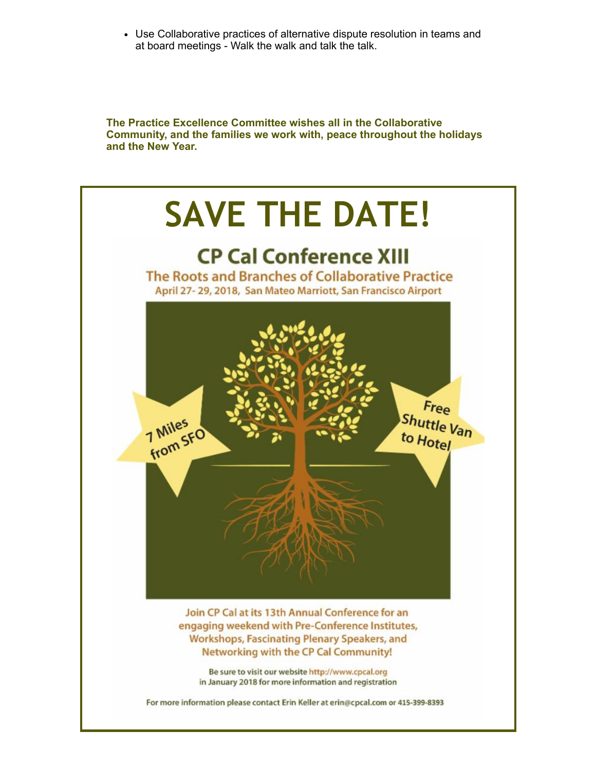- Use Collaborative practices of alternative dispute resolution in teams and at board meetings - Walk the walk and talk the talk.

**The Practice Excellence Committee wishes all in the Collaborative Community, and the families we work with, peace throughout the holidays and the New Year.**

# SAVE THE DATE!

## CP Cal Conference XIII

### The Roots and Branches of Collaborative Practice

April 27- 29, 2018, San Mateo Marriott, San Francisco Airport

7 Miles from SFO

Free Shuttle Van to Hotel

Join CP Cal at its 13th Annual Conference for an engaging weekend with Pre-Conference Institutes, Workshops, Fascinating Plenary Speakers, and Networking with the CP Cal Community!

Be sure to visit our website http://www.cpcal.org in January 2018 for more information and registration

For more information please contact Erin Keller at erin@cpcal.com or 415-399-8393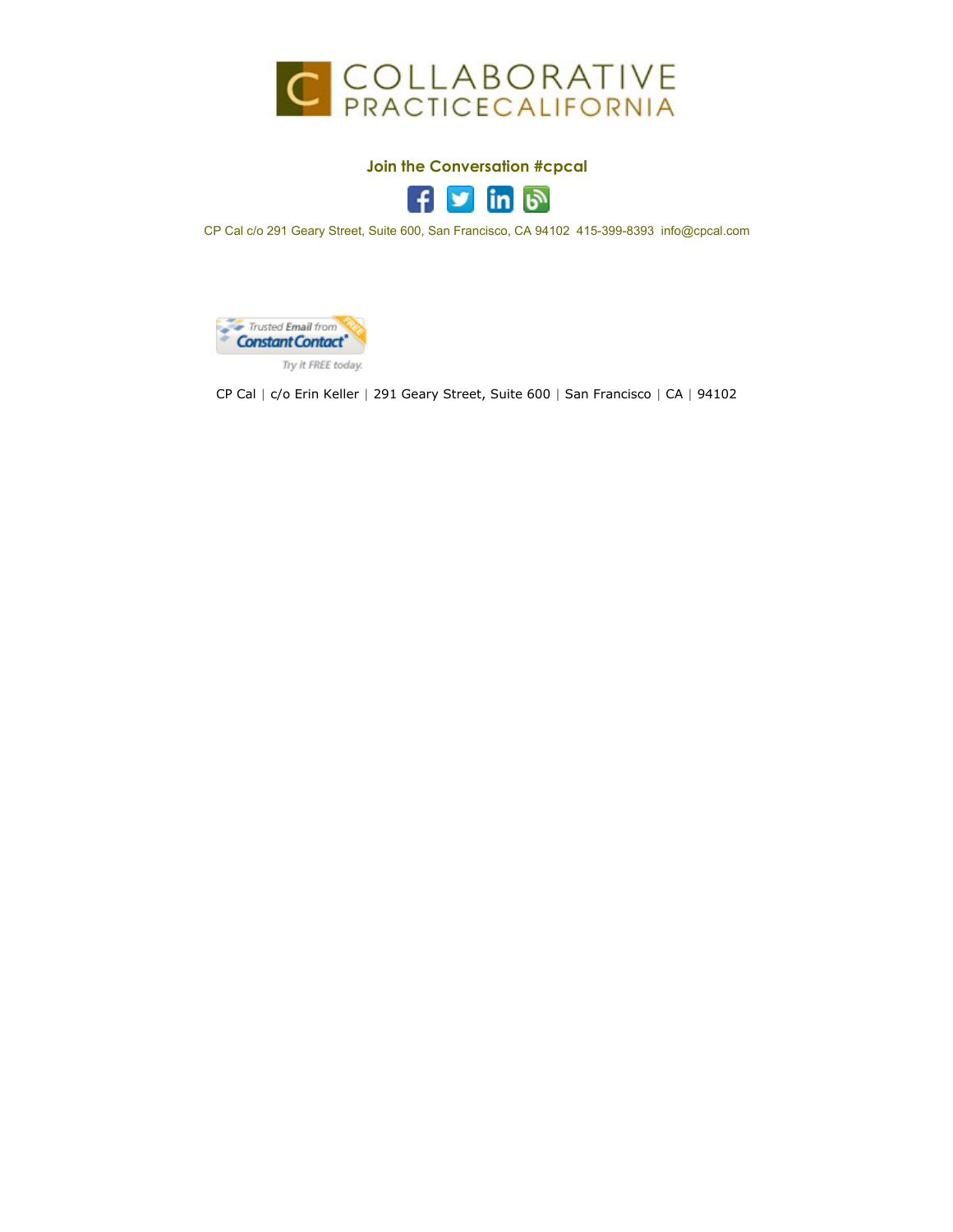COLLABORATIVE PRACTICECALIFORNIA

**Join the Conversation #cpcal**

CP Cal c/o 291 Geary Street, Suite 600, San Francisco, CA 94102 415-399-8393 info@cpcal.com

Trusted Email from Constant Contact FREE

Try it FREE today.

CP Cal | c/o Erin Keller | 291 Geary Street, Suite 600 | San Francisco | CA | 94102